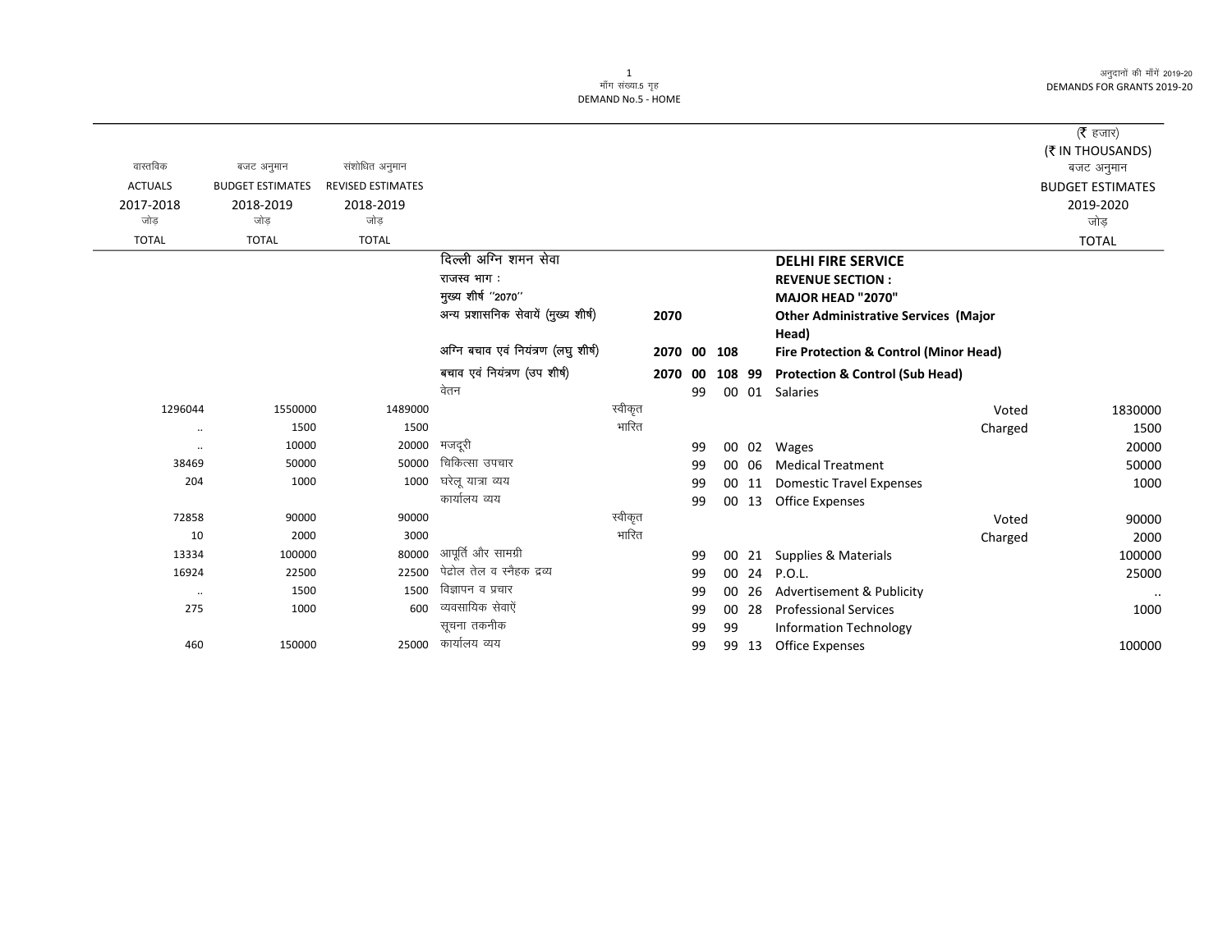(₹ हजार)
(₹ IN THOUSANDS)

| वास्तविक ACTUALS 2017-2018 जोड़ TOTAL | बजट अनुमान BUDGET ESTIMATES 2018-2019 जोड़ TOTAL | संशोधित अनुमान REVISED ESTIMATES 2018-2019 जोड़ TOTAL | | | | | | | | | बजट अनुमान BUDGET ESTIMATES 2019-2020 जोड़ TOTAL |
|---|---|---|---|---|---|---|---|---|---|---|---|
| | | | दिल्ली अग्नि शमन सेवा | | | | | | **DELHI FIRE SERVICE** | | |
| | | | राजस्व भाग : | | | | | | **REVENUE SECTION :** | | |
| | | | मुख्य शीर्ष "2070" | | | | | | **MAJOR HEAD "2070"** | | |
| | | | अन्य प्रशासनिक सेवायें (मुख्य शीर्ष) | | **2070** | | | | **Other Administrative Services (Major Head)** | | |
| | | | अग्नि बचाव एवं नियंत्रण (लघु शीर्ष) | | **2070** | **00** | **108** | | **Fire Protection & Control (Minor Head)** | | |
| | | | बचाव एवं नियंत्रण (उप शीर्ष) | | **2070** | **00** | **108** | **99** | **Protection & Control (Sub Head)** | | |
| | | | वेतन | | | 99 | 00 | 01 | Salaries | | |
| 1296044 | 1550000 | 1489000 | | स्वीकृत | | | | | | Voted | 1830000 |
| .. | 1500 | 1500 | | भारित | | | | | | Charged | 1500 |
| .. | 10000 | 20000 | मजदूरी | | | 99 | 00 | 02 | Wages | | 20000 |
| 38469 | 50000 | 50000 | चिकित्सा उपचार | | | 99 | 00 | 06 | Medical Treatment | | 50000 |
| 204 | 1000 | 1000 | घरेलू यात्रा व्यय | | | 99 | 00 | 11 | Domestic Travel Expenses | | 1000 |
| | | | कार्यालय व्यय | | | 99 | 00 | 13 | Office Expenses | | |
| 72858 | 90000 | 90000 | | स्वीकृत | | | | | | Voted | 90000 |
| 10 | 2000 | 3000 | | भारित | | | | | | Charged | 2000 |
| 13334 | 100000 | 80000 | आपूर्ति और सामग्री | | | 99 | 00 | 21 | Supplies & Materials | | 100000 |
| 16924 | 22500 | 22500 | पेट्रोल तेल व स्नैहक द्रव्य | | | 99 | 00 | 24 | P.O.L. | | 25000 |
| .. | 1500 | 1500 | विज्ञापन व प्रचार | | | 99 | 00 | 26 | Advertisement & Publicity | | .. |
| 275 | 1000 | 600 | व्यवसायिक सेवाऐं | | | 99 | 00 | 28 | Professional Services | | 1000 |
| | | | सूचना तकनीक | | | 99 | 99 | | Information Technology | | |
| 460 | 150000 | 25000 | कार्यालय व्यय | | | 99 | 99 | 13 | Office Expenses | | 100000 |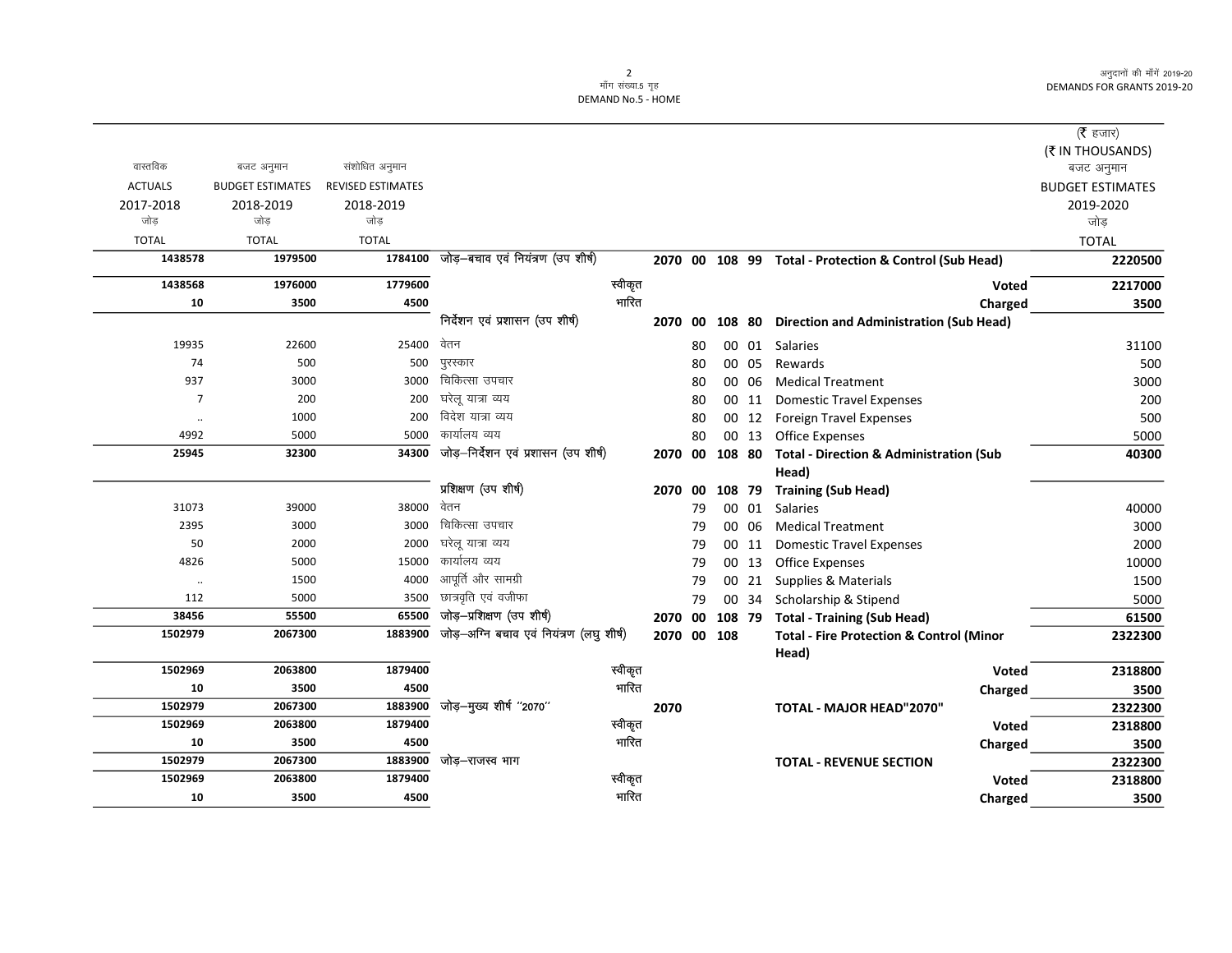| वास्तविक ACTUALS 2017-2018 जोड़ TOTAL | बजट अनुमान BUDGET ESTIMATES 2018-2019 जोड़ TOTAL | संशोधित अनुमान REVISED ESTIMATES 2018-2019 जोड़ TOTAL | | | | | | | (₹ हजार) (₹ IN THOUSANDS) बजट अनुमान BUDGET ESTIMATES 2019-2020 जोड़ TOTAL |
|---|---|---|---|---|---|---|---|---|---|
| **1438578** | **1979500** | **1784100** | जोड़–बचाव एवं नियंत्रण (उप शीर्ष) | **2070** | **00** | **108** | **99** | **Total - Protection & Control (Sub Head)** | **2220500** |
| **1438568** | **1976000** | **1779600** | स्वीकृत | | | | | **Voted** | **2217000** |
| **10** | **3500** | **4500** | भारित | | | | | **Charged** | **3500** |
| | | | निर्देशन एवं प्रशासन (उप शीर्ष) | **2070** | **00** | **108** | **80** | **Direction and Administration (Sub Head)** | |
| 19935 | 22600 | 25400 | वेतन | | 80 | 00 | 01 | Salaries | 31100 |
| 74 | 500 | 500 | पुरस्कार | | 80 | 00 | 05 | Rewards | 500 |
| 937 | 3000 | 3000 | चिकित्सा उपचार | | 80 | 00 | 06 | Medical Treatment | 3000 |
| 7 | 200 | 200 | घरेलू यात्रा व्यय | | 80 | 00 | 11 | Domestic Travel Expenses | 200 |
| .. | 1000 | 200 | विदेश यात्रा व्यय | | 80 | 00 | 12 | Foreign Travel Expenses | 500 |
| 4992 | 5000 | 5000 | कार्यालय व्यय | | 80 | 00 | 13 | Office Expenses | 5000 |
| **25945** | **32300** | **34300** | जोड़–निर्देशन एवं प्रशासन (उप शीर्ष) | **2070** | **00** | **108** | **80** | **Total - Direction & Administration (Sub Head)** | **40300** |
| | | | प्रशिक्षण (उप शीर्ष) | **2070** | **00** | **108** | **79** | **Training (Sub Head)** | |
| 31073 | 39000 | 38000 | वेतन | | 79 | 00 | 01 | Salaries | 40000 |
| 2395 | 3000 | 3000 | चिकित्सा उपचार | | 79 | 00 | 06 | Medical Treatment | 3000 |
| 50 | 2000 | 2000 | घरेलू यात्रा व्यय | | 79 | 00 | 11 | Domestic Travel Expenses | 2000 |
| 4826 | 5000 | 15000 | कार्यालय व्यय | | 79 | 00 | 13 | Office Expenses | 10000 |
| .. | 1500 | 4000 | आपूर्ति और सामग्री | | 79 | 00 | 21 | Supplies & Materials | 1500 |
| 112 | 5000 | 3500 | छात्रवृति एवं वजीफा | | 79 | 00 | 34 | Scholarship & Stipend | 5000 |
| **38456** | **55500** | **65500** | जोड़–प्रशिक्षण (उप शीर्ष) | **2070** | **00** | **108** | **79** | **Total - Training (Sub Head)** | **61500** |
| **1502979** | **2067300** | **1883900** | जोड़–अग्नि बचाव एवं नियंत्रण (लघु शीर्ष) | **2070** | **00** | **108** | | **Total - Fire Protection & Control (Minor Head)** | **2322300** |
| **1502969** | **2063800** | **1879400** | स्वीकृत | | | | | **Voted** | **2318800** |
| **10** | **3500** | **4500** | भारित | | | | | **Charged** | **3500** |
| **1502979** | **2067300** | **1883900** | जोड़–मुख्य शीर्ष ''2070'' | **2070** | | | | **TOTAL - MAJOR HEAD"2070"** | **2322300** |
| **1502969** | **2063800** | **1879400** | स्वीकृत | | | | | **Voted** | **2318800** |
| **10** | **3500** | **4500** | भारित | | | | | **Charged** | **3500** |
| **1502979** | **2067300** | **1883900** | जोड़–राजस्व भाग | | | | | **TOTAL - REVENUE SECTION** | **2322300** |
| **1502969** | **2063800** | **1879400** | स्वीकृत | | | | | **Voted** | **2318800** |
| **10** | **3500** | **4500** | भारित | | | | | **Charged** | **3500** |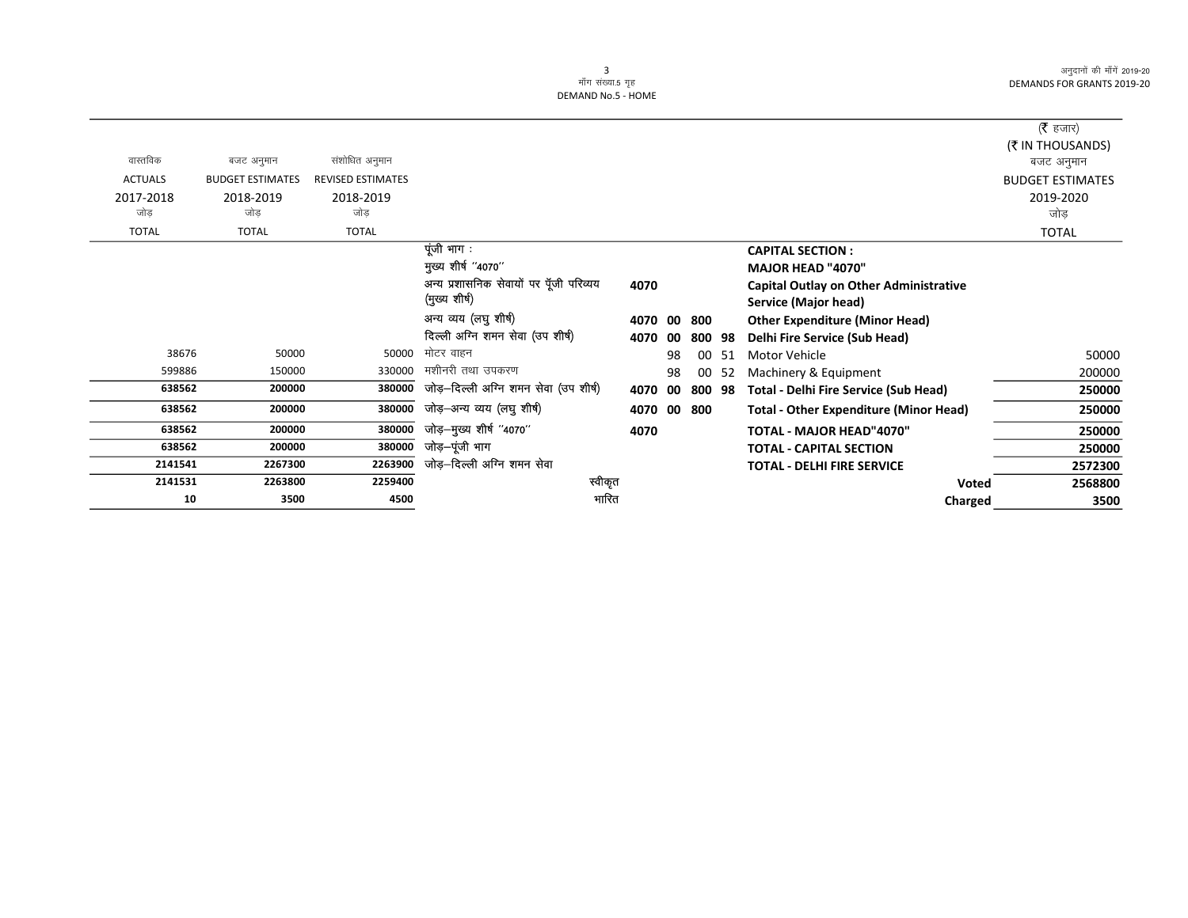मॉंग संख्या.5 गृह
DEMAND No.5 - HOME

अनुदानों की मॉंगें 2019-20
DEMANDS FOR GRANTS 2019-20

| वास्तविक ACTUALS 2017-2018 जोड़ TOTAL | बजट अनुमान BUDGET ESTIMATES 2018-2019 जोड़ TOTAL | संशोधित अनुमान REVISED ESTIMATES 2018-2019 जोड़ TOTAL | | | | | | | (₹ हजार) (₹ IN THOUSANDS) बजट अनुमान BUDGET ESTIMATES 2019-2020 जोड़ TOTAL |
|---|---|---|---|---|---|---|---|---|---|
| | | | पूंजी भाग : | | | | | **CAPITAL SECTION :** | |
| | | | मुख्य शीर्ष ''4070'' | | | | | **MAJOR HEAD "4070"** | |
| | | | अन्य प्रशासनिक सेवायों पर पूँजी परिव्यय (मुख्य शीर्ष) | **4070** | | | | **Capital Outlay on Other Administrative Service (Major head)** | |
| | | | अन्य व्यय (लघु शीर्ष) | **4070** | **00** | **800** | | **Other Expenditure (Minor Head)** | |
| | | | दिल्ली अग्नि शमन सेवा (उप शीर्ष) | **4070** | **00** | **800** | **98** | **Delhi Fire Service (Sub Head)** | |
| 38676 | 50000 | 50000 | मोटर वाहन | | 98 | 00 | 51 | Motor Vehicle | 50000 |
| 599886 | 150000 | 330000 | मशीनरी तथा उपकरण | | 98 | 00 | 52 | Machinery & Equipment | 200000 |
| **638562** | **200000** | **380000** | जोड़–दिल्ली अग्नि शमन सेवा (उप शीर्ष) | **4070** | **00** | **800** | **98** | **Total - Delhi Fire Service (Sub Head)** | **250000** |
| **638562** | **200000** | **380000** | जोड़–अन्य व्यय (लघु शीर्ष) | **4070** | **00** | **800** | | **Total - Other Expenditure (Minor Head)** | **250000** |
| **638562** | **200000** | **380000** | जोड़–मुख्य शीर्ष ''4070'' | **4070** | | | | **TOTAL - MAJOR HEAD"4070"** | **250000** |
| **638562** | **200000** | **380000** | जोड़–पूंजी भाग | | | | | **TOTAL - CAPITAL SECTION** | **250000** |
| **2141541** | **2267300** | **2263900** | जोड़–दिल्ली अग्नि शमन सेवा | | | | | **TOTAL - DELHI FIRE SERVICE** | **2572300** |
| **2141531** | **2263800** | **2259400** | स्वीकृत | | | | | **Voted** | **2568800** |
| **10** | **3500** | **4500** | भारित | | | | | **Charged** | **3500** |